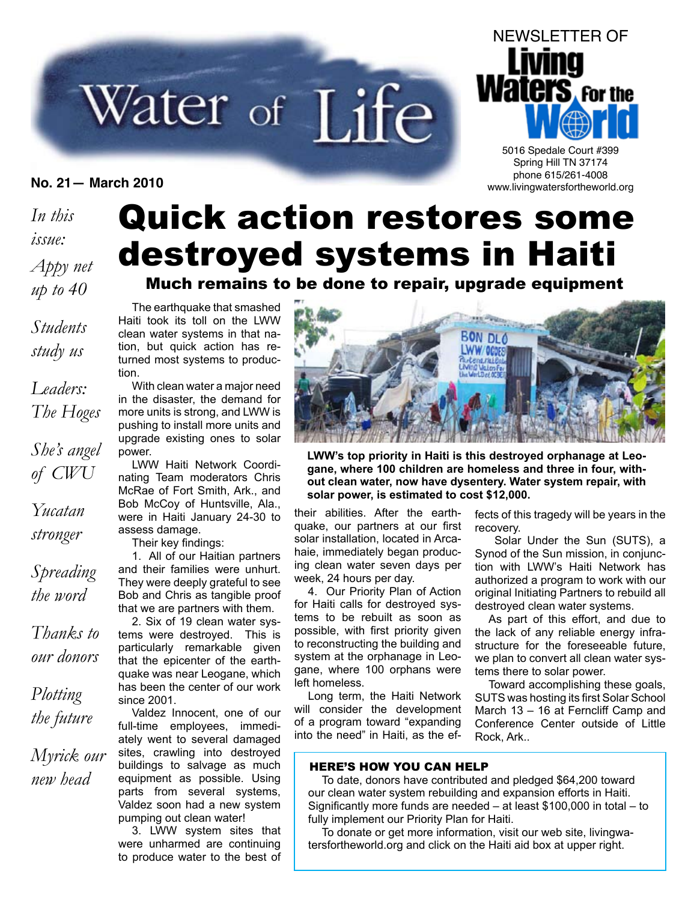# Water of Life

NEWSLETTER OF **Living Waters For the World**

5016 Spedale Court #399
Spring Hill TN 37174
phone 615/261-4008
www.livingwatersfortheworld.org

**No. 21— March 2010**

*In this issue:*

*Appy net up to 40*

*Students study us*

*Leaders: The Hoges*

*She's angel of CWU*

*Yucatan stronger*

*Spreading the word*

*Thanks to our donors*

*Plotting the future*

*Myrick our new head*

# Quick action restores some destroyed systems in Haiti

## Much remains to be done to repair, upgrade equipment

The earthquake that smashed Haiti took its toll on the LWW clean water systems in that nation, but quick action has returned most systems to production.

With clean water a major need in the disaster, the demand for more units is strong, and LWW is pushing to install more units and upgrade existing ones to solar power.

LWW Haiti Network Coordinating Team moderators Chris McRae of Fort Smith, Ark., and Bob McCoy of Huntsville, Ala., were in Haiti January 24-30 to assess damage.

Their key findings:

1. All of our Haitian partners and their families were unhurt. They were deeply grateful to see Bob and Chris as tangible proof that we are partners with them.

2. Six of 19 clean water systems were destroyed. This is particularly remarkable given that the epicenter of the earthquake was near Leogane, which has been the center of our work since 2001.

Valdez Innocent, one of our full-time employees, immediately went to several damaged sites, crawling into destroyed buildings to salvage as much equipment as possible. Using parts from several systems, Valdez soon had a new system pumping out clean water!

3. LWW system sites that were unharmed are continuing to produce water to the best of their abilities. After the earthquake, our partners at our first solar installation, located in Arcahaie, immediately began producing clean water seven days per week, 24 hours per day.

4. Our Priority Plan of Action for Haiti calls for destroyed systems to be rebuilt as soon as possible, with first priority given to reconstructing the building and system at the orphanage in Leogane, where 100 orphans were left homeless.

**LWW's top priority in Haiti is this destroyed orphanage at Leogane, where 100 children are homeless and three in four, without clean water, now have dysentery. Water system repair, with solar power, is estimated to cost $12,000.**

Long term, the Haiti Network will consider the development of a program toward "expanding into the need" in Haiti, as the effects of this tragedy will be years in the recovery.

Solar Under the Sun (SUTS), a Synod of the Sun mission, in conjunction with LWW's Haiti Network has authorized a program to work with our original Initiating Partners to rebuild all destroyed clean water systems.

As part of this effort, and due to the lack of any reliable energy infrastructure for the foreseeable future, we plan to convert all clean water systems there to solar power.

Toward accomplishing these goals, SUTS was hosting its first Solar School March 13 – 16 at Ferncliff Camp and Conference Center outside of Little Rock, Ark..

### HERE'S HOW YOU CAN HELP

To date, donors have contributed and pledged $64,200 toward our clean water system rebuilding and expansion efforts in Haiti. Significantly more funds are needed – at least $100,000 in total – to fully implement our Priority Plan for Haiti.

To donate or get more information, visit our web site, livingwatersfortheworld.org and click on the Haiti aid box at upper right.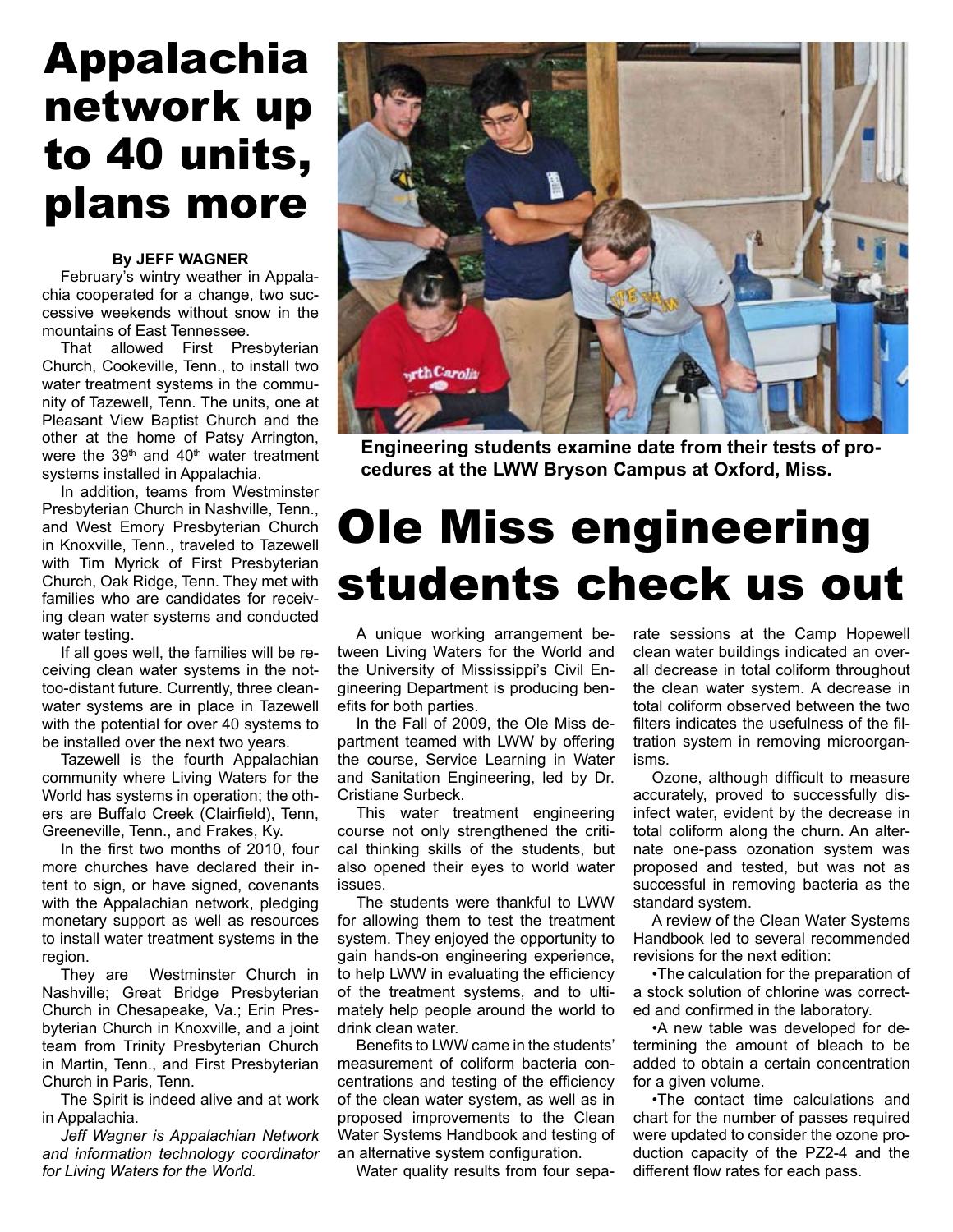# Appalachia network up to 40 units, plans more

**By JEFF WAGNER**

February's wintry weather in Appalachia cooperated for a change, two successive weekends without snow in the mountains of East Tennessee.

That allowed First Presbyterian Church, Cookeville, Tenn., to install two water treatment systems in the community of Tazewell, Tenn. The units, one at Pleasant View Baptist Church and the other at the home of Patsy Arrington, were the 39th and 40th water treatment systems installed in Appalachia.

In addition, teams from Westminster Presbyterian Church in Nashville, Tenn., and West Emory Presbyterian Church in Knoxville, Tenn., traveled to Tazewell with Tim Myrick of First Presbyterian Church, Oak Ridge, Tenn. They met with families who are candidates for receiving clean water systems and conducted water testing.

If all goes well, the families will be receiving clean water systems in the not-too-distant future. Currently, three clean-water systems are in place in Tazewell with the potential for over 40 systems to be installed over the next two years.

Tazewell is the fourth Appalachian community where Living Waters for the World has systems in operation; the others are Buffalo Creek (Clairfield), Tenn, Greeneville, Tenn., and Frakes, Ky.

In the first two months of 2010, four more churches have declared their intent to sign, or have signed, covenants with the Appalachian network, pledging monetary support as well as resources to install water treatment systems in the region.

They are Westminster Church in Nashville; Great Bridge Presbyterian Church in Chesapeake, Va.; Erin Presbyterian Church in Knoxville, and a joint team from Trinity Presbyterian Church in Martin, Tenn., and First Presbyterian Church in Paris, Tenn.

The Spirit is indeed alive and at work in Appalachia.

*Jeff Wagner is Appalachian Network and information technology coordinator for Living Waters for the World.*

**Engineering students examine date from their tests of procedures at the LWW Bryson Campus at Oxford, Miss.**

# Ole Miss engineering students check us out

A unique working arrangement between Living Waters for the World and the University of Mississippi's Civil Engineering Department is producing benefits for both parties.

In the Fall of 2009, the Ole Miss department teamed with LWW by offering the course, Service Learning in Water and Sanitation Engineering, led by Dr. Cristiane Surbeck.

This water treatment engineering course not only strengthened the critical thinking skills of the students, but also opened their eyes to world water issues.

The students were thankful to LWW for allowing them to test the treatment system. They enjoyed the opportunity to gain hands-on engineering experience, to help LWW in evaluating the efficiency of the treatment systems, and to ultimately help people around the world to drink clean water.

Benefits to LWW came in the students' measurement of coliform bacteria concentrations and testing of the efficiency of the clean water system, as well as in proposed improvements to the Clean Water Systems Handbook and testing of an alternative system configuration.

Water quality results from four separate sessions at the Camp Hopewell clean water buildings indicated an overall decrease in total coliform throughout the clean water system. A decrease in total coliform observed between the two filters indicates the usefulness of the filtration system in removing microorganisms.

Ozone, although difficult to measure accurately, proved to successfully disinfect water, evident by the decrease in total coliform along the churn. An alternate one-pass ozonation system was proposed and tested, but was not as successful in removing bacteria as the standard system.

A review of the Clean Water Systems Handbook led to several recommended revisions for the next edition:

- The calculation for the preparation of a stock solution of chlorine was corrected and confirmed in the laboratory.
- A new table was developed for determining the amount of bleach to be added to obtain a certain concentration for a given volume.
- The contact time calculations and chart for the number of passes required were updated to consider the ozone production capacity of the PZ2-4 and the different flow rates for each pass.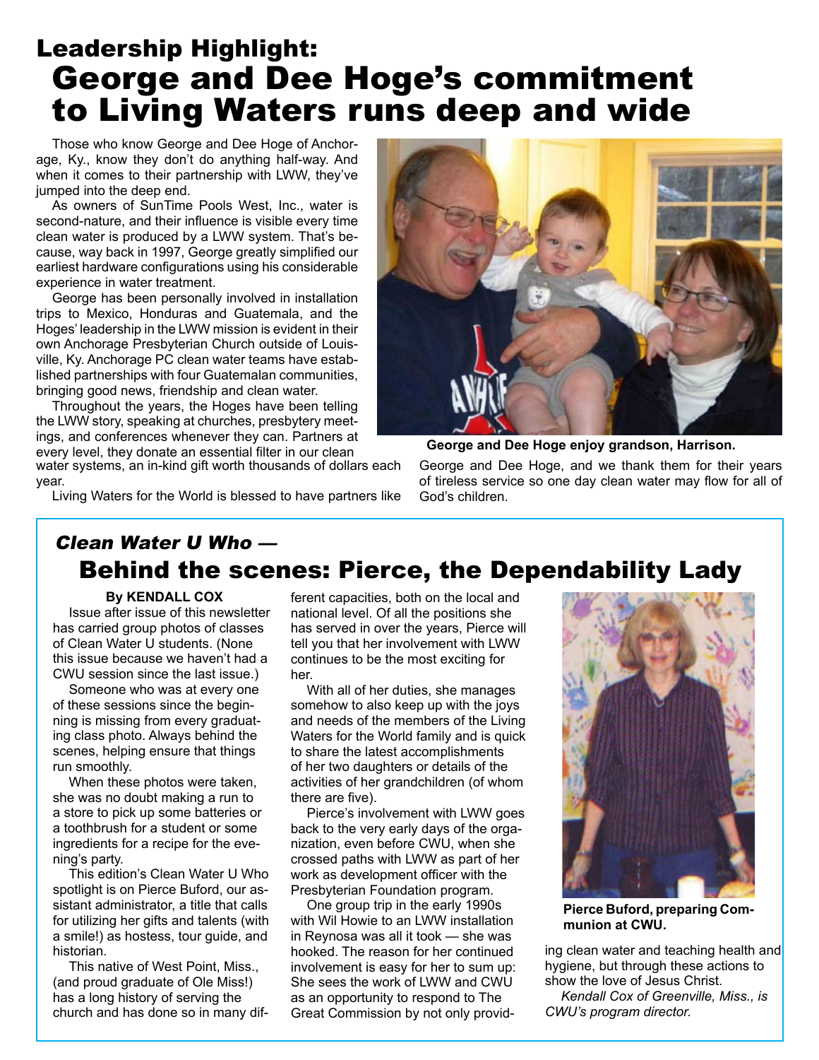## Leadership Highlight:

# George and Dee Hoge's commitment to Living Waters runs deep and wide

Those who know George and Dee Hoge of Anchorage, Ky., know they don't do anything half-way. And when it comes to their partnership with LWW, they've jumped into the deep end.

As owners of SunTime Pools West, Inc., water is second-nature, and their influence is visible every time clean water is produced by a LWW system. That's because, way back in 1997, George greatly simplified our earliest hardware configurations using his considerable experience in water treatment.

George has been personally involved in installation trips to Mexico, Honduras and Guatemala, and the Hoges' leadership in the LWW mission is evident in their own Anchorage Presbyterian Church outside of Louisville, Ky. Anchorage PC clean water teams have established partnerships with four Guatemalan communities, bringing good news, friendship and clean water.

Throughout the years, the Hoges have been telling the LWW story, speaking at churches, presbytery meetings, and conferences whenever they can. Partners at every level, they donate an essential filter in our clean water systems, an in-kind gift worth thousands of dollars each year.

Living Waters for the World is blessed to have partners like George and Dee Hoge, and we thank them for their years of tireless service so one day clean water may flow for all of God's children.

**George and Dee Hoge enjoy grandson, Harrison.**

## *Clean Water U Who —*

# Behind the scenes: Pierce, the Dependability Lady

**By KENDALL COX**

Issue after issue of this newsletter has carried group photos of classes of Clean Water U students. (None this issue because we haven't had a CWU session since the last issue.)

Someone who was at every one of these sessions since the beginning is missing from every graduating class photo. Always behind the scenes, helping ensure that things run smoothly.

When these photos were taken, she was no doubt making a run to a store to pick up some batteries or a toothbrush for a student or some ingredients for a recipe for the evening's party.

This edition's Clean Water U Who spotlight is on Pierce Buford, our assistant administrator, a title that calls for utilizing her gifts and talents (with a smile!) as hostess, tour guide, and historian.

This native of West Point, Miss., (and proud graduate of Ole Miss!) has a long history of serving the church and has done so in many different capacities, both on the local and national level. Of all the positions she has served in over the years, Pierce will tell you that her involvement with LWW continues to be the most exciting for her.

With all of her duties, she manages somehow to also keep up with the joys and needs of the members of the Living Waters for the World family and is quick to share the latest accomplishments of her two daughters or details of the activities of her grandchildren (of whom there are five).

Pierce's involvement with LWW goes back to the very early days of the organization, even before CWU, when she crossed paths with LWW as part of her work as development officer with the Presbyterian Foundation program.

One group trip in the early 1990s with Wil Howie to an LWW installation in Reynosa was all it took — she was hooked. The reason for her continued involvement is easy for her to sum up: She sees the work of LWW and CWU as an opportunity to respond to The Great Commission by not only providing clean water and teaching health and hygiene, but through these actions to show the love of Jesus Christ.

**Pierce Buford, preparing Communion at CWU.**

*Kendall Cox of Greenville, Miss., is CWU's program director.*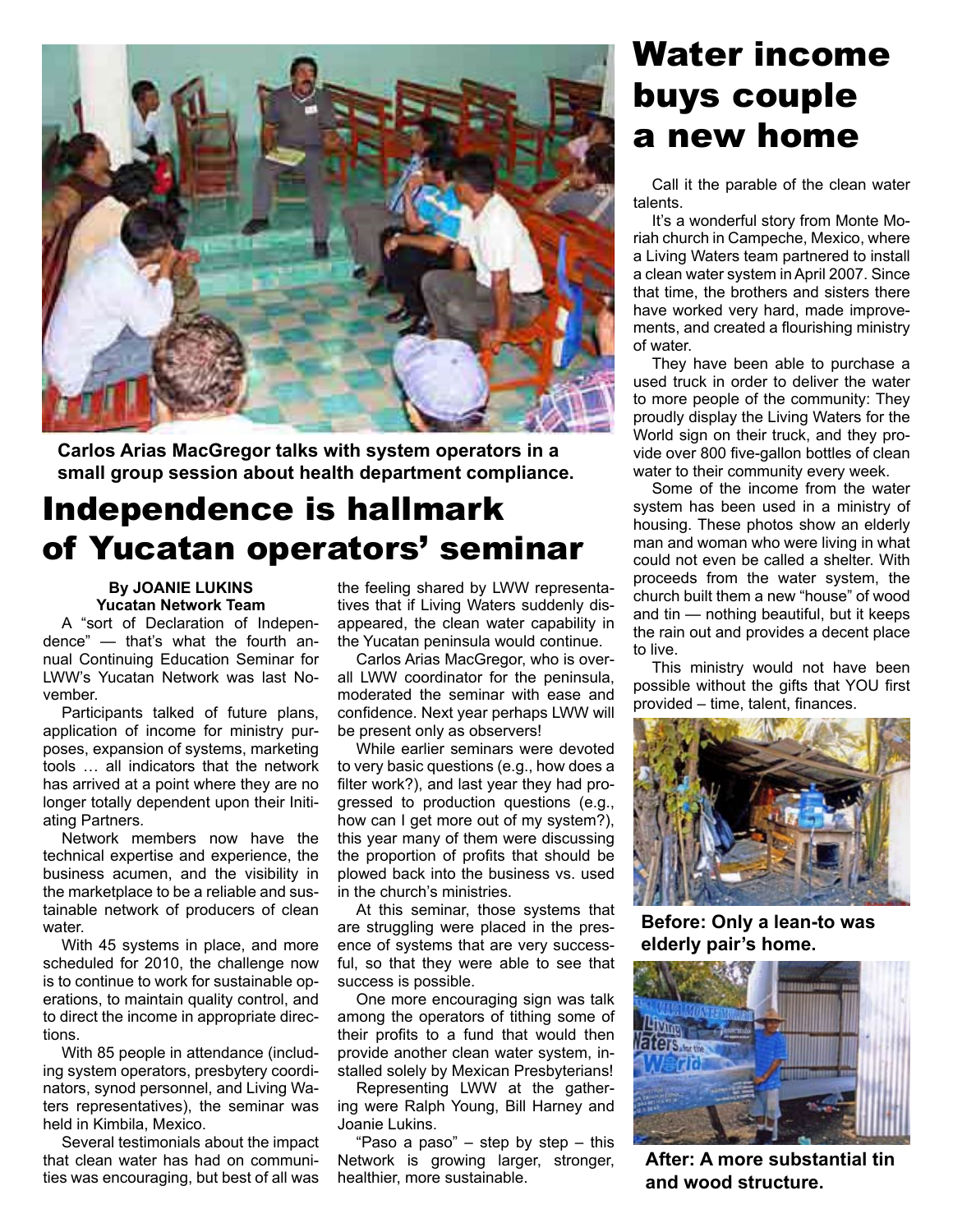Carlos Arias MacGregor talks with system operators in a small group session about health department compliance.

# Independence is hallmark of Yucatan operators' seminar

**By JOANIE LUKINS**
**Yucatan Network Team**

A "sort of Declaration of Independence" — that's what the fourth annual Continuing Education Seminar for LWW's Yucatan Network was last November.

Participants talked of future plans, application of income for ministry purposes, expansion of systems, marketing tools … all indicators that the network has arrived at a point where they are no longer totally dependent upon their Initiating Partners.

Network members now have the technical expertise and experience, the business acumen, and the visibility in the marketplace to be a reliable and sustainable network of producers of clean water.

With 45 systems in place, and more scheduled for 2010, the challenge now is to continue to work for sustainable operations, to maintain quality control, and to direct the income in appropriate directions.

With 85 people in attendance (including system operators, presbytery coordinators, synod personnel, and Living Waters representatives), the seminar was held in Kimbila, Mexico.

Several testimonials about the impact that clean water has had on communities was encouraging, but best of all was the feeling shared by LWW representatives that if Living Waters suddenly disappeared, the clean water capability in the Yucatan peninsula would continue.

Carlos Arias MacGregor, who is overall LWW coordinator for the peninsula, moderated the seminar with ease and confidence. Next year perhaps LWW will be present only as observers!

While earlier seminars were devoted to very basic questions (e.g., how does a filter work?), and last year they had progressed to production questions (e.g., how can I get more out of my system?), this year many of them were discussing the proportion of profits that should be plowed back into the business vs. used in the church's ministries.

At this seminar, those systems that are struggling were placed in the presence of systems that are very successful, so that they were able to see that success is possible.

One more encouraging sign was talk among the operators of tithing some of their profits to a fund that would then provide another clean water system, installed solely by Mexican Presbyterians!

Representing LWW at the gathering were Ralph Young, Bill Harney and Joanie Lukins.

"Paso a paso" – step by step – this Network is growing larger, stronger, healthier, more sustainable.

# Water income buys couple a new home

Call it the parable of the clean water talents.

It's a wonderful story from Monte Moriah church in Campeche, Mexico, where a Living Waters team partnered to install a clean water system in April 2007. Since that time, the brothers and sisters there have worked very hard, made improvements, and created a flourishing ministry of water.

They have been able to purchase a used truck in order to deliver the water to more people of the community: They proudly display the Living Waters for the World sign on their truck, and they provide over 800 five-gallon bottles of clean water to their community every week.

Some of the income from the water system has been used in a ministry of housing. These photos show an elderly man and woman who were living in what could not even be called a shelter. With proceeds from the water system, the church built them a new "house" of wood and tin — nothing beautiful, but it keeps the rain out and provides a decent place to live.

This ministry would not have been possible without the gifts that YOU first provided – time, talent, finances.

**Before: Only a lean-to was elderly pair's home.**

**After: A more substantial tin and wood structure.**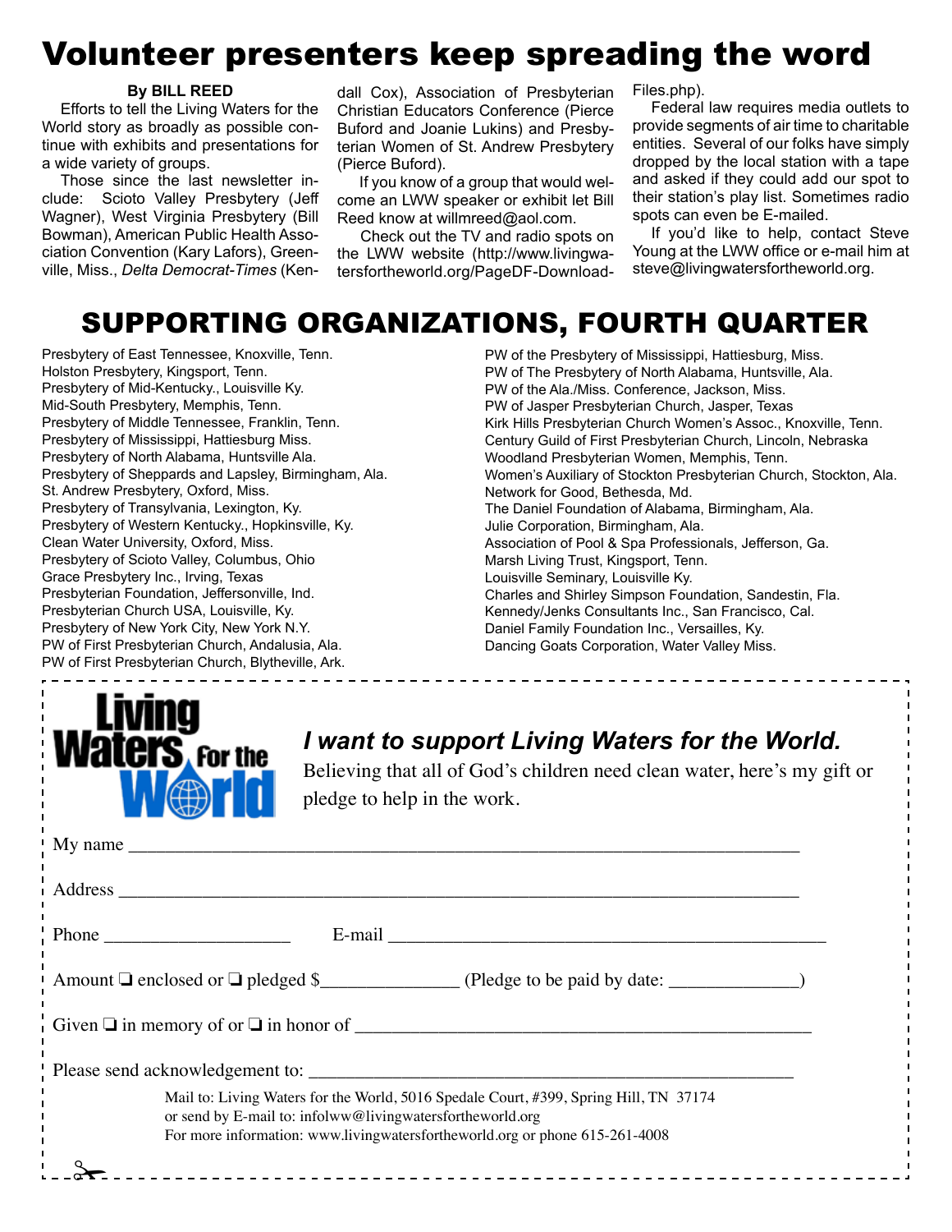# Volunteer presenters keep spreading the word

**By BILL REED**

Efforts to tell the Living Waters for the World story as broadly as possible continue with exhibits and presentations for a wide variety of groups.

Those since the last newsletter include: Scioto Valley Presbytery (Jeff Wagner), West Virginia Presbytery (Bill Bowman), American Public Health Association Convention (Kary Lafors), Greenville, Miss., *Delta Democrat-Times* (Kendall Cox), Association of Presbyterian Christian Educators Conference (Pierce Buford and Joanie Lukins) and Presbyterian Women of St. Andrew Presbytery (Pierce Buford).

If you know of a group that would welcome an LWW speaker or exhibit let Bill Reed know at willmreed@aol.com.

Check out the TV and radio spots on the LWW website (http://www.livingwatersfortheworld.org/PageDF-DownloadFiles.php).

Federal law requires media outlets to provide segments of air time to charitable entities. Several of our folks have simply dropped by the local station with a tape and asked if they could add our spot to their station's play list. Sometimes radio spots can even be E-mailed.

If you'd like to help, contact Steve Young at the LWW office or e-mail him at steve@livingwatersfortheworld.org.

# SUPPORTING ORGANIZATIONS, FOURTH QUARTER

Presbytery of East Tennessee, Knoxville, Tenn.
Holston Presbytery, Kingsport, Tenn.
Presbytery of Mid-Kentucky., Louisville Ky.
Mid-South Presbytery, Memphis, Tenn.
Presbytery of Middle Tennessee, Franklin, Tenn.
Presbytery of Mississippi, Hattiesburg Miss.
Presbytery of North Alabama, Huntsville Ala.
Presbytery of Sheppards and Lapsley, Birmingham, Ala.
St. Andrew Presbytery, Oxford, Miss.
Presbytery of Transylvania, Lexington, Ky.
Presbytery of Western Kentucky., Hopkinsville, Ky.
Clean Water University, Oxford, Miss.
Presbytery of Scioto Valley, Columbus, Ohio
Grace Presbytery Inc., Irving, Texas
Presbyterian Foundation, Jeffersonville, Ind.
Presbyterian Church USA, Louisville, Ky.
Presbytery of New York City, New York N.Y.
PW of First Presbyterian Church, Andalusia, Ala.
PW of First Presbyterian Church, Blytheville, Ark.
PW of the Presbytery of Mississippi, Hattiesburg, Miss.
PW of The Presbytery of North Alabama, Huntsville, Ala.
PW of the Ala./Miss. Conference, Jackson, Miss.
PW of Jasper Presbyterian Church, Jasper, Texas
Kirk Hills Presbyterian Church Women's Assoc., Knoxville, Tenn.
Century Guild of First Presbyterian Church, Lincoln, Nebraska
Woodland Presbyterian Women, Memphis, Tenn.
Women's Auxiliary of Stockton Presbyterian Church, Stockton, Ala.
Network for Good, Bethesda, Md.
The Daniel Foundation of Alabama, Birmingham, Ala.
Julie Corporation, Birmingham, Ala.
Association of Pool & Spa Professionals, Jefferson, Ga.
Marsh Living Trust, Kingsport, Tenn.
Louisville Seminary, Louisville Ky.
Charles and Shirley Simpson Foundation, Sandestin, Fla.
Kennedy/Jenks Consultants Inc., San Francisco, Cal.
Daniel Family Foundation Inc., Versailles, Ky.
Dancing Goats Corporation, Water Valley Miss.

Living Waters for the World

***I want to support Living Waters for the World.***

Believing that all of God's children need clean water, here's my gift or pledge to help in the work.

My name ____________________________________________

Address ____________________________________________

Phone ____________________ E-mail ____________________________

Amount ❑ enclosed or ❑ pledged $______________ (Pledge to be paid by date: ______________)

Given ❑ in memory of or ❑ in honor of ______________________________

Please send acknowledgement to: ______________________________

Mail to: Living Waters for the World, 5016 Spedale Court, #399, Spring Hill, TN 37174
or send by E-mail to: infolww@livingwatersfortheworld.org
For more information: www.livingwatersfortheworld.org or phone 615-261-4008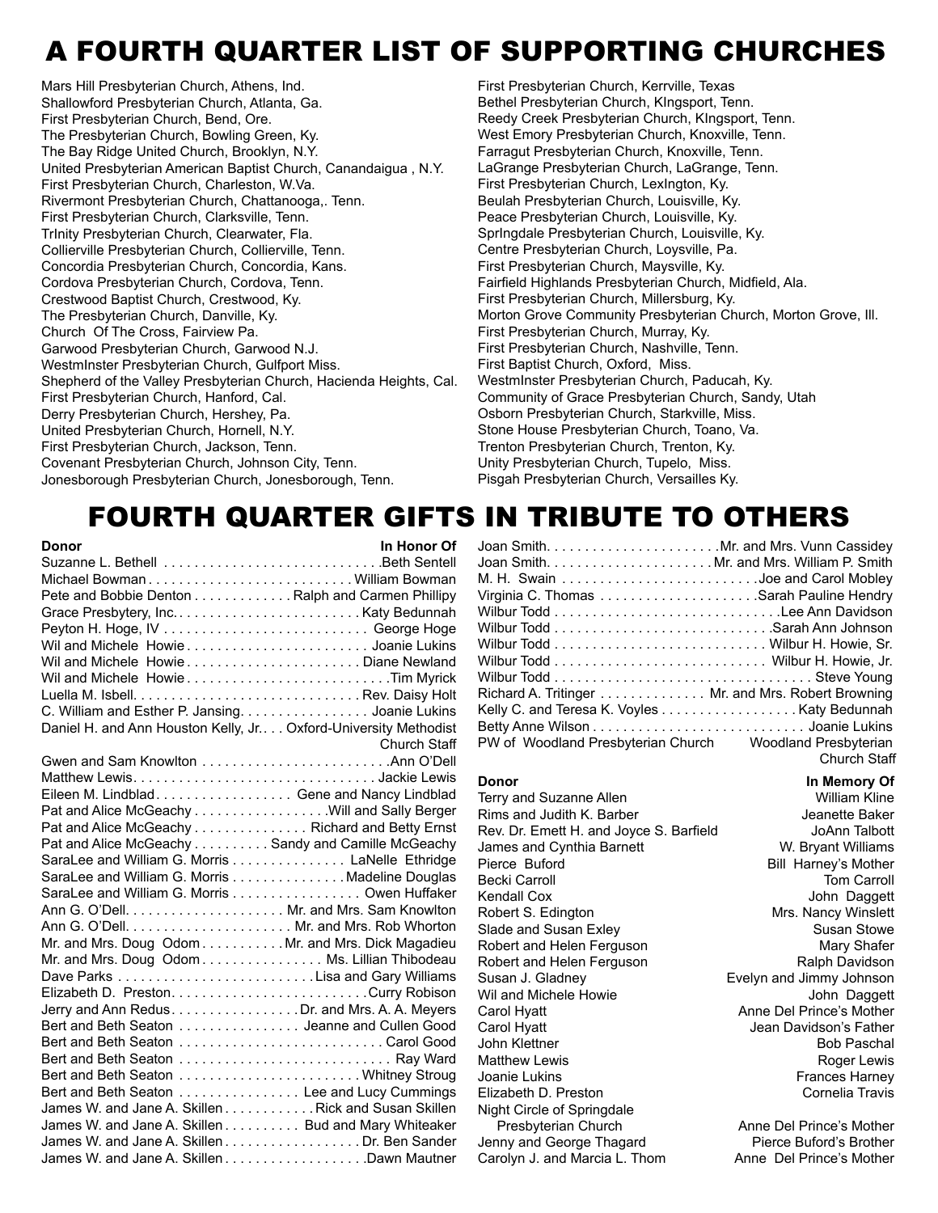# A FOURTH QUARTER LIST OF SUPPORTING CHURCHES

Mars Hill Presbyterian Church, Athens, Ind.
Shallowford Presbyterian Church, Atlanta, Ga.
First Presbyterian Church, Bend, Ore.
The Presbyterian Church, Bowling Green, Ky.
The Bay Ridge United Church, Brooklyn, N.Y.
United Presbyterian American Baptist Church, Canandaigua , N.Y.
First Presbyterian Church, Charleston, W.Va.
Rivermont Presbyterian Church, Chattanooga,. Tenn.
First Presbyterian Church, Clarksville, Tenn.
TrInity Presbyterian Church, Clearwater, Fla.
Collierville Presbyterian Church, Collierville, Tenn.
Concordia Presbyterian Church, Concordia, Kans.
Cordova Presbyterian Church, Cordova, Tenn.
Crestwood Baptist Church, Crestwood, Ky.
The Presbyterian Church, Danville, Ky.
Church Of The Cross, Fairview Pa.
Garwood Presbyterian Church, Garwood N.J.
WestmInster Presbyterian Church, Gulfport Miss.
Shepherd of the Valley Presbyterian Church, Hacienda Heights, Cal.
First Presbyterian Church, Hanford, Cal.
Derry Presbyterian Church, Hershey, Pa.
United Presbyterian Church, Hornell, N.Y.
First Presbyterian Church, Jackson, Tenn.
Covenant Presbyterian Church, Johnson City, Tenn.
Jonesborough Presbyterian Church, Jonesborough, Tenn.
First Presbyterian Church, Kerrville, Texas
Bethel Presbyterian Church, KIngsport, Tenn.
Reedy Creek Presbyterian Church, KIngsport, Tenn.
West Emory Presbyterian Church, Knoxville, Tenn.
Farragut Presbyterian Church, Knoxville, Tenn.
LaGrange Presbyterian Church, LaGrange, Tenn.
First Presbyterian Church, LexIngton, Ky.
Beulah Presbyterian Church, Louisville, Ky.
Peace Presbyterian Church, Louisville, Ky.
SprIngdale Presbyterian Church, Louisville, Ky.
Centre Presbyterian Church, Loysville, Pa.
First Presbyterian Church, Maysville, Ky.
Fairfield Highlands Presbyterian Church, Midfield, Ala.
First Presbyterian Church, Millersburg, Ky.
Morton Grove Community Presbyterian Church, Morton Grove, Ill.
First Presbyterian Church, Murray, Ky.
First Presbyterian Church, Nashville, Tenn.
First Baptist Church, Oxford, Miss.
WestmInster Presbyterian Church, Paducah, Ky.
Community of Grace Presbyterian Church, Sandy, Utah
Osborn Presbyterian Church, Starkville, Miss.
Stone House Presbyterian Church, Toano, Va.
Trenton Presbyterian Church, Trenton, Ky.
Unity Presbyterian Church, Tupelo, Miss.
Pisgah Presbyterian Church, Versailles Ky.

# FOURTH QUARTER GIFTS IN TRIBUTE TO OTHERS

| Donor | In Honor Of |
|---|---|
| Suzanne L. Bethell | Beth Sentell |
| Michael Bowman | William Bowman |
| Pete and Bobbie Denton | Ralph and Carmen Phillipy |
| Grace Presbytery, Inc. | Katy Bedunnah |
| Peyton H. Hoge, IV | George Hoge |
| Wil and Michele Howie | Joanie Lukins |
| Wil and Michele Howie | Diane Newland |
| Wil and Michele Howie | Tim Myrick |
| Luella M. Isbell | Rev. Daisy Holt |
| C. William and Esther P. Jansing | Joanie Lukins |
| Daniel H. and Ann Houston Kelly, Jr. | Oxford-University Methodist Church Staff |
| Gwen and Sam Knowlton | Ann O'Dell |
| Matthew Lewis | Jackie Lewis |
| Eileen M. Lindblad | Gene and Nancy Lindblad |
| Pat and Alice McGeachy | Will and Sally Berger |
| Pat and Alice McGeachy | Richard and Betty Ernst |
| Pat and Alice McGeachy | Sandy and Camille McGeachy |
| SaraLee and William G. Morris | LaNelle Ethridge |
| SaraLee and William G. Morris | Madeline Douglas |
| SaraLee and William G. Morris | Owen Huffaker |
| Ann G. O'Dell | Mr. and Mrs. Sam Knowlton |
| Ann G. O'Dell | Mr. and Mrs. Rob Whorton |
| Mr. and Mrs. Doug Odom | Mr. and Mrs. Dick Magadieu |
| Mr. and Mrs. Doug Odom | Ms. Lillian Thibodeau |
| Dave Parks | Lisa and Gary Williams |
| Elizabeth D. Preston | Curry Robison |
| Jerry and Ann Redus | Dr. and Mrs. A. A. Meyers |
| Bert and Beth Seaton | Jeanne and Cullen Good |
| Bert and Beth Seaton | Carol Good |
| Bert and Beth Seaton | Ray Ward |
| Bert and Beth Seaton | Whitney Stroug |
| Bert and Beth Seaton | Lee and Lucy Cummings |
| James W. and Jane A. Skillen | Rick and Susan Skillen |
| James W. and Jane A. Skillen | Bud and Mary Whiteaker |
| James W. and Jane A. Skillen | Dr. Ben Sander |
| James W. and Jane A. Skillen | Dawn Mautner |
| Joan Smith | Mr. and Mrs. Vunn Cassidey |
| Joan Smith | Mr. and Mrs. William P. Smith |
| M. H. Swain | Joe and Carol Mobley |
| Virginia C. Thomas | Sarah Pauline Hendry |
| Wilbur Todd | Lee Ann Davidson |
| Wilbur Todd | Sarah Ann Johnson |
| Wilbur Todd | Wilbur H. Howie, Sr. |
| Wilbur Todd | Wilbur H. Howie, Jr. |
| Wilbur Todd | Steve Young |
| Richard A. Tritinger | Mr. and Mrs. Robert Browning |
| Kelly C. and Teresa K. Voyles | Katy Bedunnah |
| Betty Anne Wilson | Joanie Lukins |
| PW of Woodland Presbyterian Church | Woodland Presbyterian Church Staff |

| Donor | In Memory Of |
|---|---|
| Terry and Suzanne Allen | William Kline |
| Rims and Judith K. Barber | Jeanette Baker |
| Rev. Dr. Emett H. and Joyce S. Barfield | JoAnn Talbott |
| James and Cynthia Barnett | W. Bryant Williams |
| Pierce Buford | Bill Harney's Mother |
| Becki Carroll | Tom Carroll |
| Kendall Cox | John Daggett |
| Robert S. Edington | Mrs. Nancy Winslett |
| Slade and Susan Exley | Susan Stowe |
| Robert and Helen Ferguson | Mary Shafer |
| Robert and Helen Ferguson | Ralph Davidson |
| Susan J. Gladney | Evelyn and Jimmy Johnson |
| Wil and Michele Howie | John Daggett |
| Carol Hyatt | Anne Del Prince's Mother |
| Carol Hyatt | Jean Davidson's Father |
| John Klettner | Bob Paschal |
| Matthew Lewis | Roger Lewis |
| Joanie Lukins | Frances Harney |
| Elizabeth D. Preston | Cornelia Travis |
| Night Circle of Springdale Presbyterian Church | Anne Del Prince's Mother |
| Jenny and George Thagard | Pierce Buford's Brother |
| Carolyn J. and Marcia L. Thom | Anne Del Prince's Mother |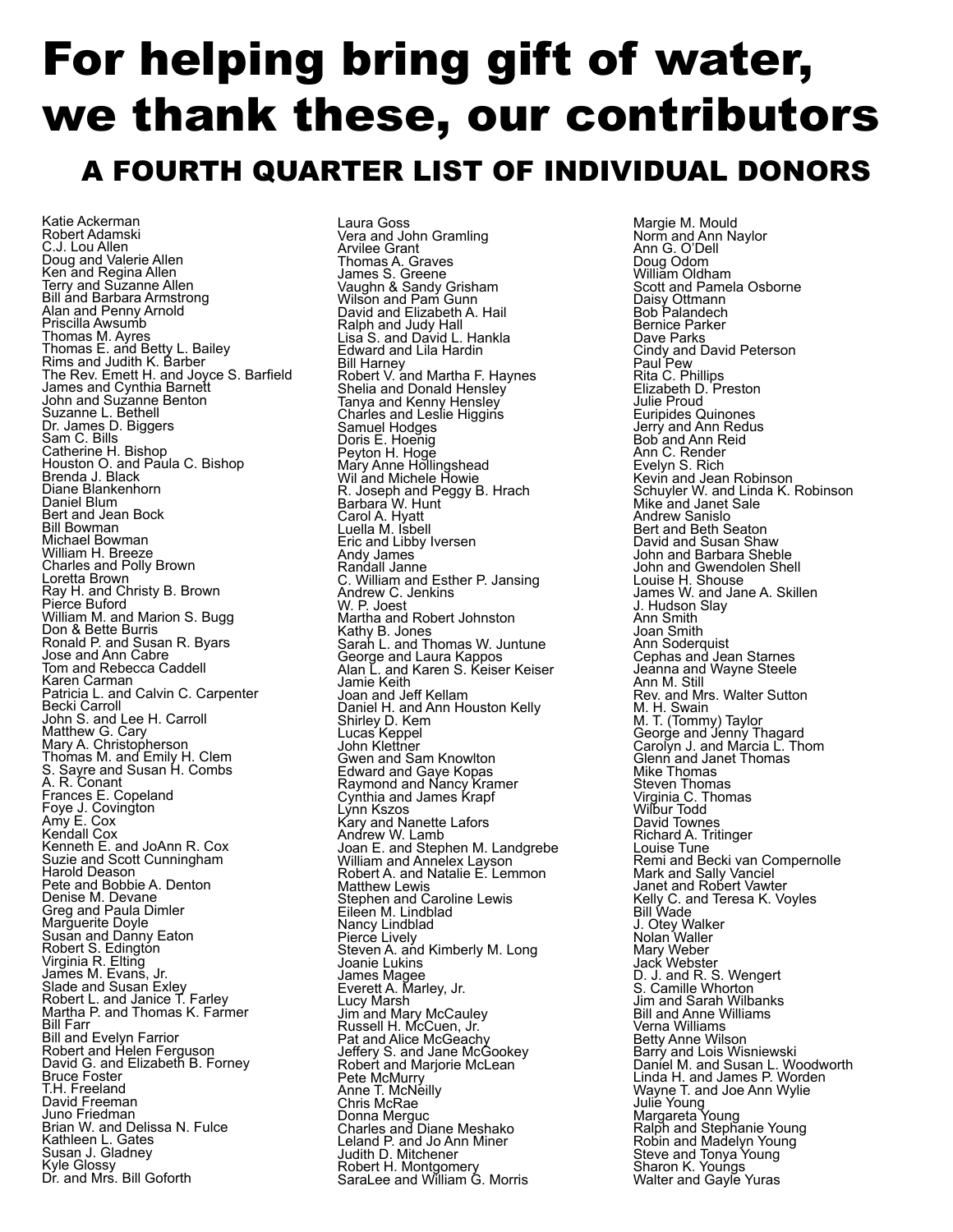# For helping bring gift of water, we thank these, our contributors

## A FOURTH QUARTER LIST OF INDIVIDUAL DONORS

Katie Ackerman
Robert Adamski
C.J. Lou Allen
Doug and Valerie Allen
Ken and Regina Allen
Terry and Suzanne Allen
Bill and Barbara Armstrong
Alan and Penny Arnold
Priscilla Awsumb
Thomas M. Ayres
Thomas E. and Betty L. Bailey
Rims and Judith K. Barber
The Rev. Emett H. and Joyce S. Barfield
James and Cynthia Barnett
John and Suzanne Benton
Suzanne L. Bethell
Dr. James D. Biggers
Sam C. Bills
Catherine H. Bishop
Houston O. and Paula C. Bishop
Brenda J. Black
Diane Blankenhorn
Daniel Blum
Bert and Jean Bock
Bill Bowman
Michael Bowman
William H. Breeze
Charles and Polly Brown
Loretta Brown
Ray H. and Christy B. Brown
Pierce Buford
William M. and Marion S. Bugg
Don & Bette Burris
Ronald P. and Susan R. Byars
Jose and Ann Cabre
Tom and Rebecca Caddell
Karen Carman
Patricia L. and Calvin C. Carpenter
Becki Carroll
John S. and Lee H. Carroll
Matthew G. Cary
Mary A. Christopherson
Thomas M. and Emily H. Clem
S. Sayre and Susan H. Combs
A. R. Conant
Frances E. Copeland
Foye J. Covington
Amy E. Cox
Kendall Cox
Kenneth E. and JoAnn R. Cox
Suzie and Scott Cunningham
Harold Deason
Pete and Bobbie A. Denton
Denise M. Devane
Greg and Paula Dimler
Marguerite Doyle
Susan and Danny Eaton
Robert S. Edington
Virginia R. Elting
James M. Evans, Jr.
Slade and Susan Exley
Robert L. and Janice T. Farley
Martha P. and Thomas K. Farmer
Bill Farr
Bill and Evelyn Farrior
Robert and Helen Ferguson
David G. and Elizabeth B. Forney
Bruce Foster
T.H. Freeland
David Freeman
Juno Friedman
Brian W. and Delissa N. Fulce
Kathleen L. Gates
Susan J. Gladney
Kyle Glossy
Dr. and Mrs. Bill Goforth
Laura Goss
Vera and John Gramling
Arvilee Grant
Thomas A. Graves
James S. Greene
Vaughn & Sandy Grisham
Wilson and Pam Gunn
David and Elizabeth A. Hail
Ralph and Judy Hall
Lisa S. and David L. Hankla
Edward and Lila Hardin
Bill Harney
Robert V. and Martha F. Haynes
Shelia and Donald Hensley
Tanya and Kenny Hensley
Charles and Leslie Higgins
Samuel Hodges
Doris E. Hoenig
Peyton H. Hoge
Mary Anne Hollingshead
Wil and Michele Howie
R. Joseph and Peggy B. Hrach
Barbara W. Hunt
Carol A. Hyatt
Luella M. Isbell
Eric and Libby Iversen
Andy James
Randall Janne
C. William and Esther P. Jansing
Andrew C. Jenkins
W. P. Joest
Martha and Robert Johnston
Kathy B. Jones
Sarah L. and Thomas W. Juntune
George and Laura Kappos
Alan L. and Karen S. Keiser Keiser
Jamie Keith
Joan and Jeff Kellam
Daniel H. and Ann Houston Kelly
Shirley D. Kem
Lucas Keppel
John Klettner
Gwen and Sam Knowlton
Edward and Gaye Kopas
Raymond and Nancy Kramer
Cynthia and James Krapf
Lynn Kszos
Kary and Nanette Lafors
Andrew W. Lamb
Joan E. and Stephen M. Landgrebe
William and Annelex Layson
Robert A. and Natalie E. Lemmon
Matthew Lewis
Stephen and Caroline Lewis
Eileen M. Lindblad
Nancy Lindblad
Pierce Lively
Steven A. and Kimberly M. Long
Joanie Lukins
James Magee
Everett A. Marley, Jr.
Lucy Marsh
Jim and Mary McCauley
Russell H. McCuen, Jr.
Pat and Alice McGeachy
Jeffery S. and Jane McGookey
Robert and Marjorie McLean
Pete McMurry
Anne T. McNeilly
Chris McRae
Donna Merguc
Charles and Diane Meshako
Leland P. and Jo Ann Miner
Judith D. Mitchener
Robert H. Montgomery
SaraLee and William G. Morris
Margie M. Mould
Norm and Ann Naylor
Ann G. O'Dell
Doug Odom
William Oldham
Scott and Pamela Osborne
Daisy Ottmann
Bob Palandech
Bernice Parker
Dave Parks
Cindy and David Peterson
Paul Pew
Rita C. Phillips
Elizabeth D. Preston
Julie Proud
Euripides Quinones
Jerry and Ann Redus
Bob and Ann Reid
Ann C. Render
Evelyn S. Rich
Kevin and Jean Robinson
Schuyler W. and Linda K. Robinson
Mike and Janet Sale
Andrew Sanislo
Bert and Beth Seaton
David and Susan Shaw
John and Barbara Sheble
John and Gwendolen Shell
Louise H. Shouse
James W. and Jane A. Skillen
J. Hudson Slay
Ann Smith
Joan Smith
Ann Soderquist
Cephas and Jean Starnes
Jeanna and Wayne Steele
Ann M. Still
Rev. and Mrs. Walter Sutton
M. H. Swain
M. T. (Tommy) Taylor
George and Jenny Thagard
Carolyn J. and Marcia L. Thom
Glenn and Janet Thomas
Mike Thomas
Steven Thomas
Virginia C. Thomas
Wilbur Todd
David Townes
Richard A. Tritinger
Louise Tune
Remi and Becki van Compernolle
Mark and Sally Vanciel
Janet and Robert Vawter
Kelly C. and Teresa K. Voyles
Bill Wade
J. Otey Walker
Nolan Waller
Mary Weber
Jack Webster
D. J. and R. S. Wengert
S. Camille Whorton
Jim and Sarah Wilbanks
Bill and Anne Williams
Verna Williams
Betty Anne Wilson
Barry and Lois Wisniewski
Daniel M. and Susan L. Woodworth
Linda H. and James P. Worden
Wayne T. and Joe Ann Wylie
Julie Young
Margareta Young
Ralph and Stephanie Young
Robin and Madelyn Young
Steve and Tonya Young
Sharon K. Youngs
Walter and Gayle Yuras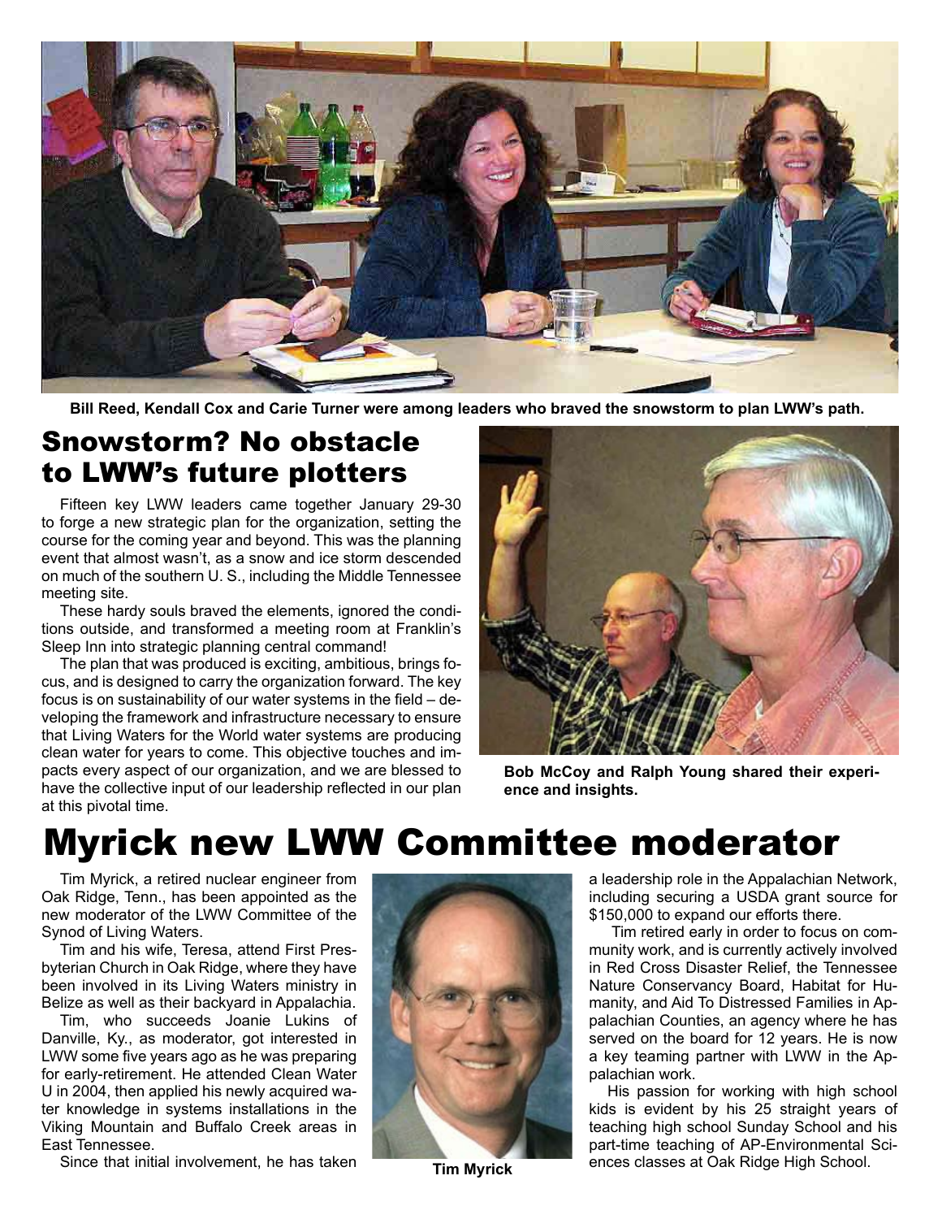Bill Reed, Kendall Cox and Carie Turner were among leaders who braved the snowstorm to plan LWW's path.

## Snowstorm? No obstacle to LWW's future plotters

Fifteen key LWW leaders came together January 29-30 to forge a new strategic plan for the organization, setting the course for the coming year and beyond. This was the planning event that almost wasn't, as a snow and ice storm descended on much of the southern U. S., including the Middle Tennessee meeting site.

These hardy souls braved the elements, ignored the conditions outside, and transformed a meeting room at Franklin's Sleep Inn into strategic planning central command!

The plan that was produced is exciting, ambitious, brings focus, and is designed to carry the organization forward. The key focus is on sustainability of our water systems in the field – developing the framework and infrastructure necessary to ensure that Living Waters for the World water systems are producing clean water for years to come. This objective touches and impacts every aspect of our organization, and we are blessed to have the collective input of our leadership reflected in our plan at this pivotal time.

Bob McCoy and Ralph Young shared their experience and insights.

# Myrick new LWW Committee moderator

Tim Myrick, a retired nuclear engineer from Oak Ridge, Tenn., has been appointed as the new moderator of the LWW Committee of the Synod of Living Waters.

Tim and his wife, Teresa, attend First Presbyterian Church in Oak Ridge, where they have been involved in its Living Waters ministry in Belize as well as their backyard in Appalachia.

Tim, who succeeds Joanie Lukins of Danville, Ky., as moderator, got interested in LWW some five years ago as he was preparing for early-retirement. He attended Clean Water U in 2004, then applied his newly acquired water knowledge in systems installations in the Viking Mountain and Buffalo Creek areas in East Tennessee.

Since that initial involvement, he has taken a leadership role in the Appalachian Network, including securing a USDA grant source for $150,000 to expand our efforts there.

Tim retired early in order to focus on community work, and is currently actively involved in Red Cross Disaster Relief, the Tennessee Nature Conservancy Board, Habitat for Humanity, and Aid To Distressed Families in Appalachian Counties, an agency where he has served on the board for 12 years. He is now a key teaming partner with LWW in the Appalachian work.

His passion for working with high school kids is evident by his 25 straight years of teaching high school Sunday School and his part-time teaching of AP-Environmental Sciences classes at Oak Ridge High School.

Tim Myrick